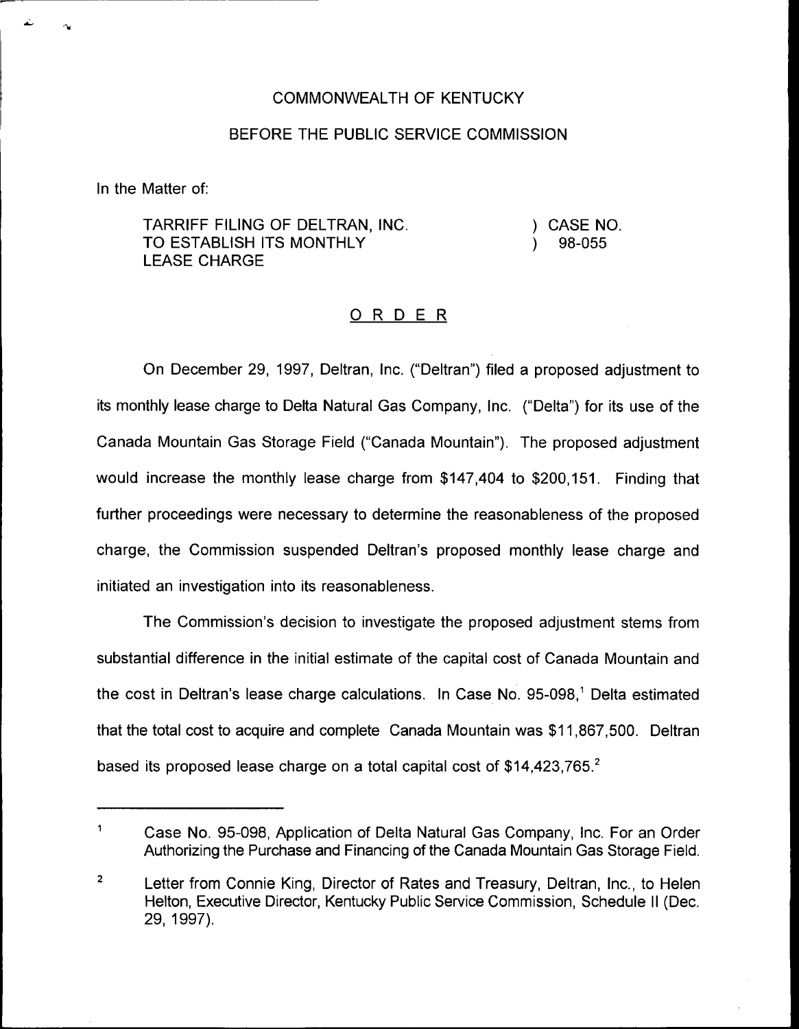COMMONWEALTH OF KENTUCKY

BEFORE THE PUBLIC SERVICE COMMISSION

In the Matter of:

TARRIFF FILING OF DELTRAN, INC. TO ESTABLISH ITS MONTHLY LEASE CHARGE ) CASE NO. 98-055

## ORDER

On December 29, 1997, Deltran, Inc. ("Deltran") filed a proposed adjustment to its monthly lease charge to Delta Natural Gas Company, Inc. ("Delta") for its use of the Canada Mountain Gas Storage Field ("Canada Mountain"). The proposed adjustment would increase the monthly lease charge from $147,404 to $200,151. Finding that further proceedings were necessary to determine the reasonableness of the proposed charge, the Commission suspended Deltran's proposed monthly lease charge and initiated an investigation into its reasonableness.

The Commission's decision to investigate the proposed adjustment stems from substantial difference in the initial estimate of the capital cost of Canada Mountain and the cost in Deltran's lease charge calculations. In Case No. 95-098,[1] Delta estimated that the total cost to acquire and complete Canada Mountain was $11,867,500. Deltran based its proposed lease charge on a total capital cost of $14,423,765.[2]

---

[1] Case No. 95-098, Application of Delta Natural Gas Company, Inc. For an Order Authorizing the Purchase and Financing of the Canada Mountain Gas Storage Field.

[2] Letter from Connie King, Director of Rates and Treasury, Deltran, Inc., to Helen Helton, Executive Director, Kentucky Public Service Commission, Schedule II (Dec. 29, 1997).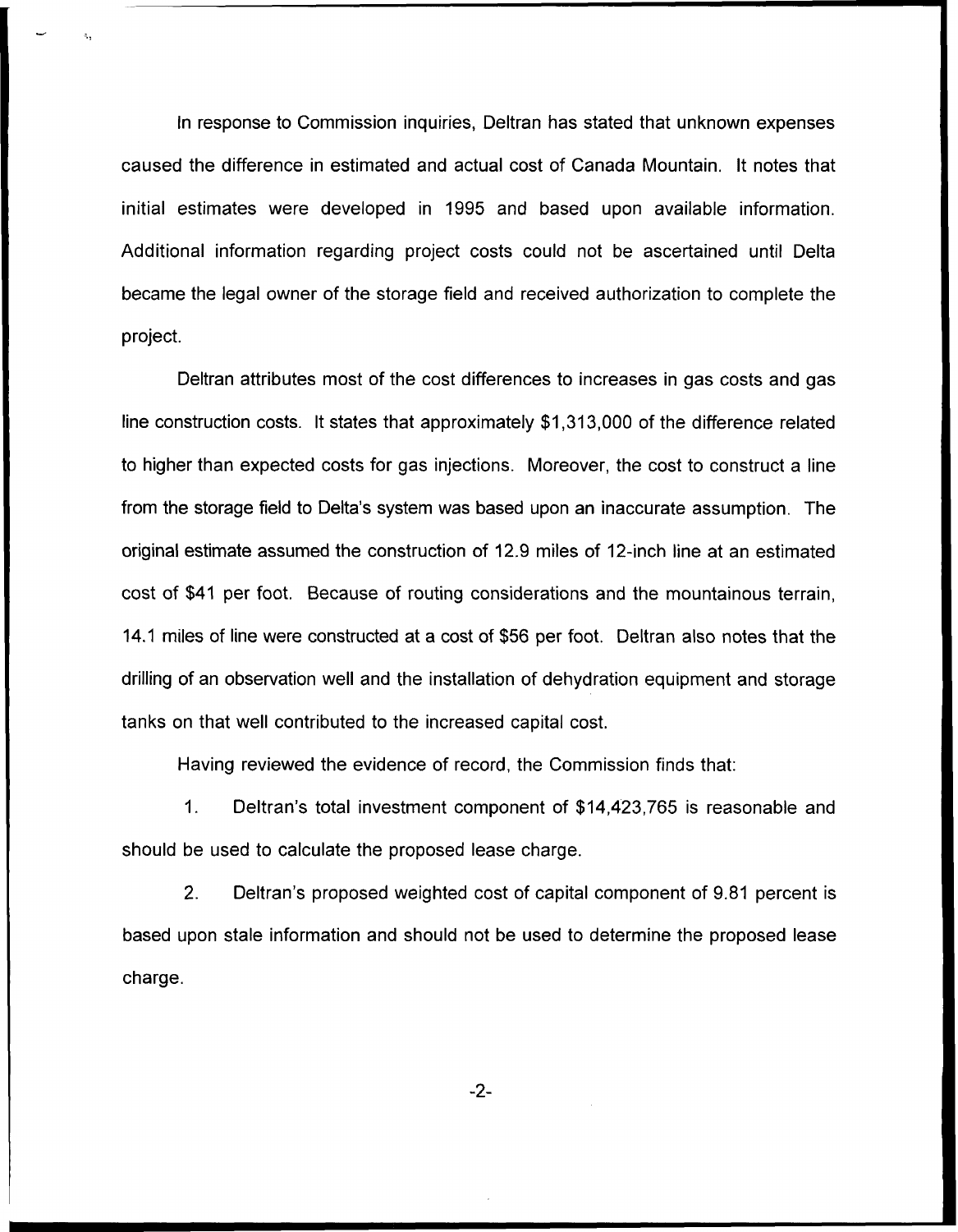In response to Commission inquiries, Deltran has stated that unknown expenses caused the difference in estimated and actual cost of Canada Mountain. It notes that initial estimates were developed in 1995 and based upon available information. Additional information regarding project costs could not be ascertained until Delta became the legal owner of the storage field and received authorization to complete the project.

Deltran attributes most of the cost differences to increases in gas costs and gas line construction costs. It states that approximately $1,313,000 of the difference related to higher than expected costs for gas injections. Moreover, the cost to construct a line from the storage field to Delta's system was based upon an inaccurate assumption. The original estimate assumed the construction of 12.9 miles of 12-inch line at an estimated cost of $41 per foot. Because of routing considerations and the mountainous terrain, 14.1 miles of line were constructed at a cost of $56 per foot. Deltran also notes that the drilling of an observation well and the installation of dehydration equipment and storage tanks on that well contributed to the increased capital cost.

Having reviewed the evidence of record, the Commission finds that:

1. Deltran's total investment component of $14,423,765 is reasonable and should be used to calculate the proposed lease charge.

2. Deltran's proposed weighted cost of capital component of 9.81 percent is based upon stale information and should not be used to determine the proposed lease charge.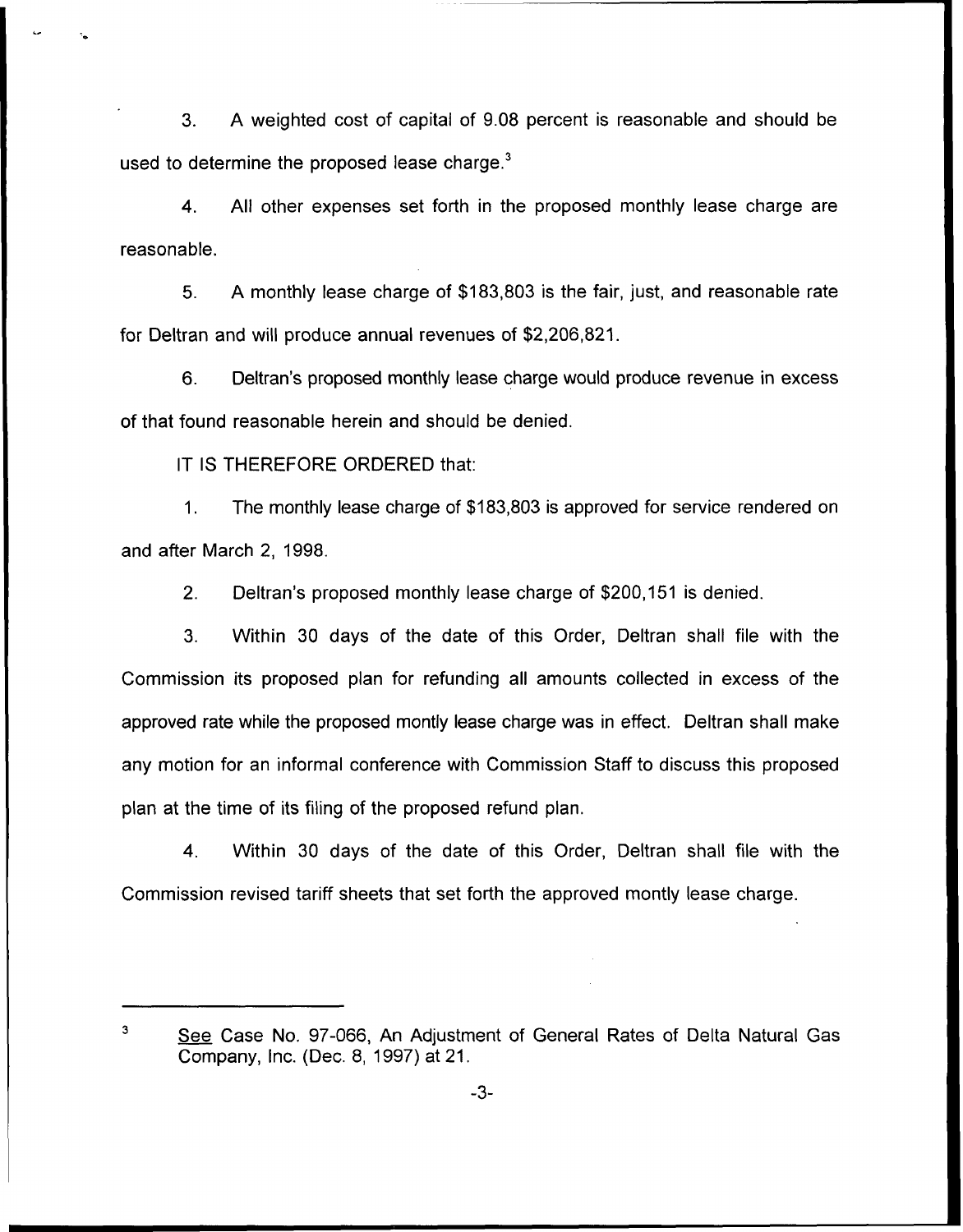3. A weighted cost of capital of 9.08 percent is reasonable and should be used to determine the proposed lease charge.[3]

4. All other expenses set forth in the proposed monthly lease charge are reasonable.

5. A monthly lease charge of $183,803 is the fair, just, and reasonable rate for Deltran and will produce annual revenues of $2,206,821.

6. Deltran's proposed monthly lease charge would produce revenue in excess of that found reasonable herein and should be denied.

IT IS THEREFORE ORDERED that:

1. The monthly lease charge of $183,803 is approved for service rendered on and after March 2, 1998.

2. Deltran's proposed monthly lease charge of $200,151 is denied.

3. Within 30 days of the date of this Order, Deltran shall file with the Commission its proposed plan for refunding all amounts collected in excess of the approved rate while the proposed montly lease charge was in effect. Deltran shall make any motion for an informal conference with Commission Staff to discuss this proposed plan at the time of its filing of the proposed refund plan.

4. Within 30 days of the date of this Order, Deltran shall file with the Commission revised tariff sheets that set forth the approved montly lease charge.

---

[3] See Case No. 97-066, An Adjustment of General Rates of Delta Natural Gas Company, Inc. (Dec. 8, 1997) at 21.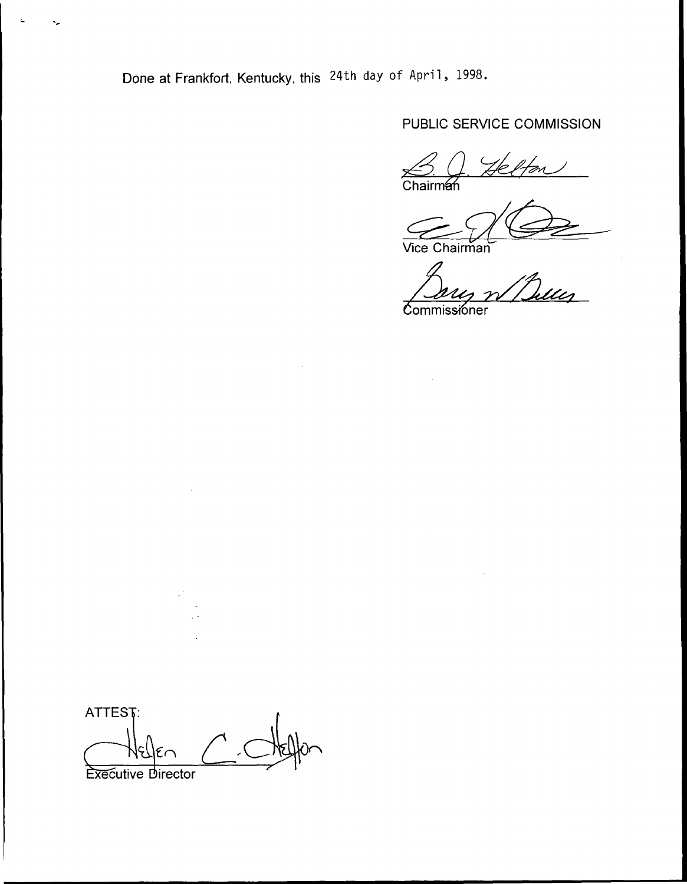Done at Frankfort, Kentucky, this 24th day of April, 1998.

PUBLIC SERVICE COMMISSION

Chairman

Vice Chairman

Commissioner

ATTEST:

Executive Director